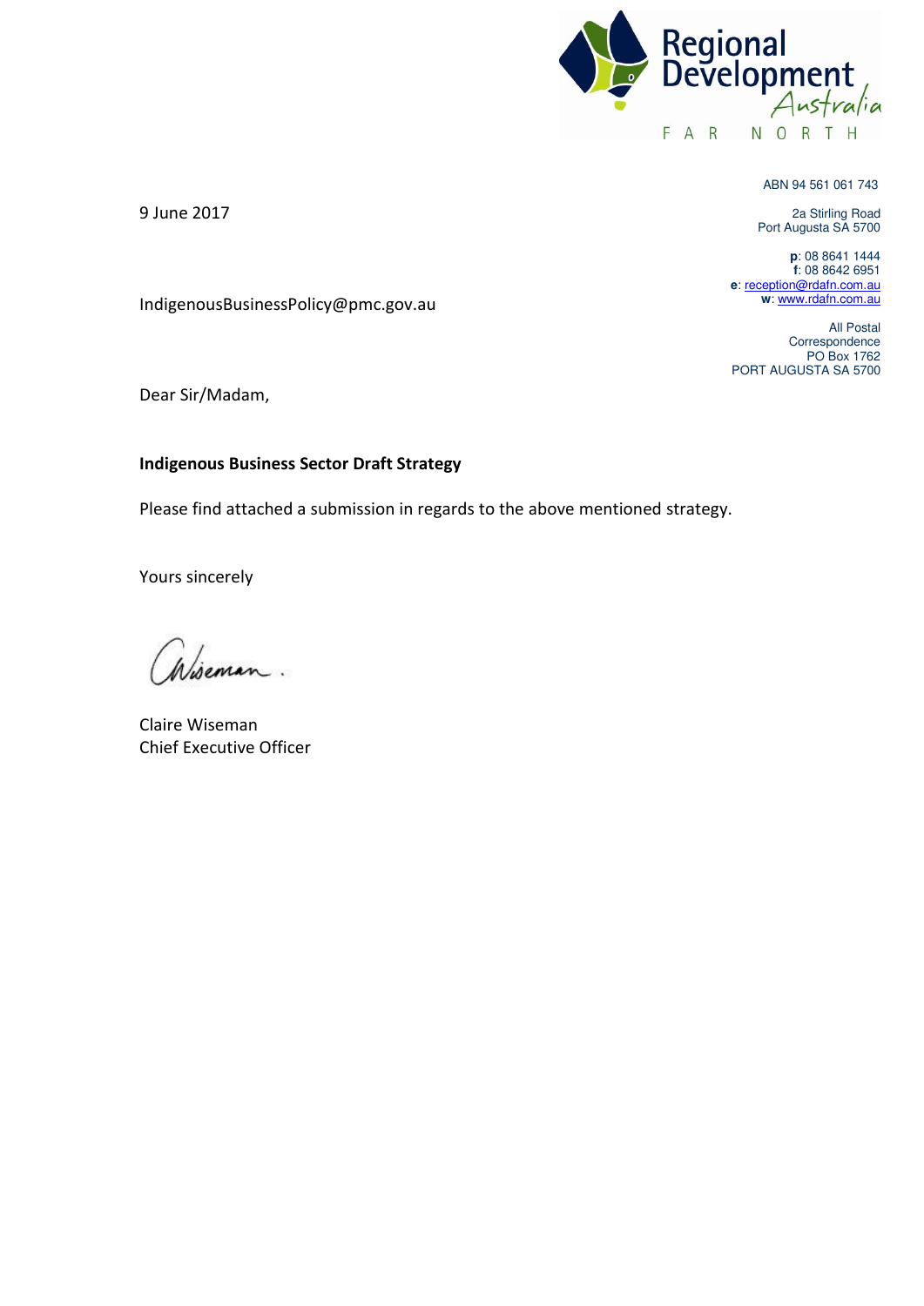Regional Development Australia
FAR NORTH

ABN 94 561 061 743

2a Stirling Road
Port Augusta SA 5700

**p**: 08 8641 1444
**f**: 08 8642 6951
**e**: reception@rdafn.com.au
**w**: www.rdafn.com.au

All Postal Correspondence
PO Box 1762
PORT AUGUSTA SA 5700

9 June 2017

IndigenousBusinessPolicy@pmc.gov.au

Dear Sir/Madam,

**Indigenous Business Sector Draft Strategy**

Please find attached a submission in regards to the above mentioned strategy.

Yours sincerely

Claire Wiseman
Chief Executive Officer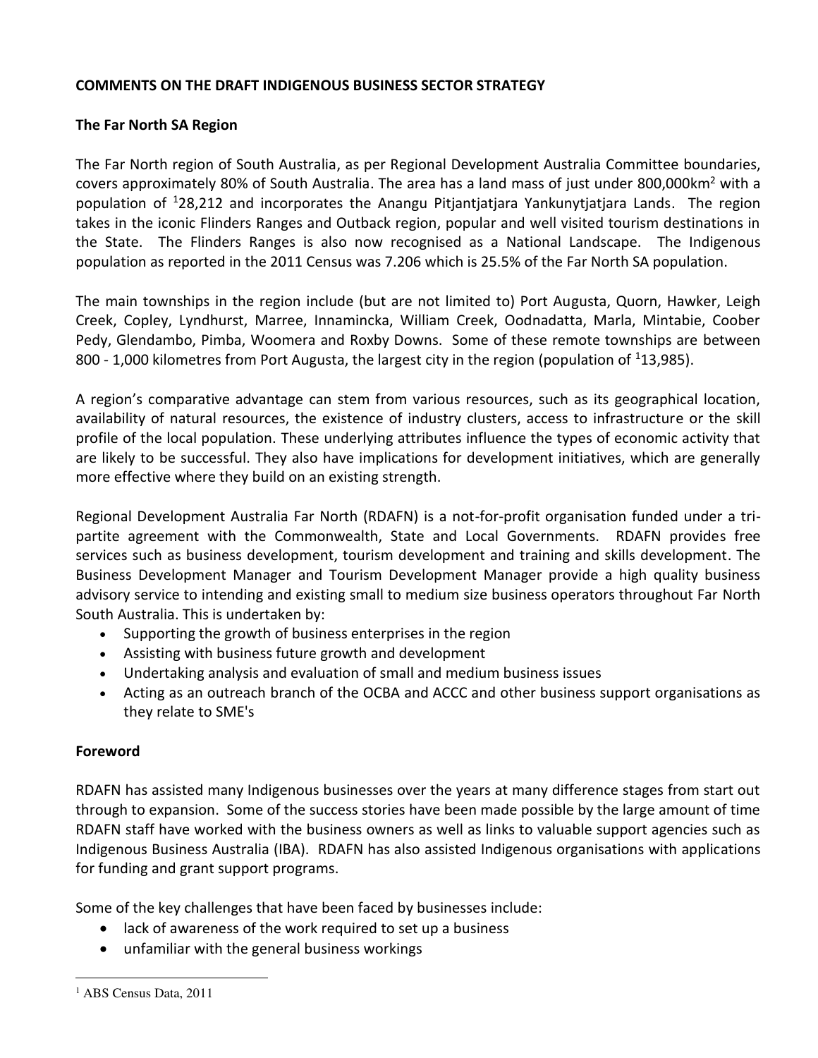**COMMENTS ON THE DRAFT INDIGENOUS BUSINESS SECTOR STRATEGY**

**The Far North SA Region**

The Far North region of South Australia, as per Regional Development Australia Committee boundaries, covers approximately 80% of South Australia. The area has a land mass of just under 800,000km$^2$ with a population of [1]28,212 and incorporates the Anangu Pitjantjatjara Yankunytjatjara Lands. The region takes in the iconic Flinders Ranges and Outback region, popular and well visited tourism destinations in the State. The Flinders Ranges is also now recognised as a National Landscape. The Indigenous population as reported in the 2011 Census was 7.206 which is 25.5% of the Far North SA population.

The main townships in the region include (but are not limited to) Port Augusta, Quorn, Hawker, Leigh Creek, Copley, Lyndhurst, Marree, Innamincka, William Creek, Oodnadatta, Marla, Mintabie, Coober Pedy, Glendambo, Pimba, Woomera and Roxby Downs. Some of these remote townships are between 800 - 1,000 kilometres from Port Augusta, the largest city in the region (population of [1]13,985).

A region's comparative advantage can stem from various resources, such as its geographical location, availability of natural resources, the existence of industry clusters, access to infrastructure or the skill profile of the local population. These underlying attributes influence the types of economic activity that are likely to be successful. They also have implications for development initiatives, which are generally more effective where they build on an existing strength.

Regional Development Australia Far North (RDAFN) is a not-for-profit organisation funded under a tri-partite agreement with the Commonwealth, State and Local Governments. RDAFN provides free services such as business development, tourism development and training and skills development. The Business Development Manager and Tourism Development Manager provide a high quality business advisory service to intending and existing small to medium size business operators throughout Far North South Australia. This is undertaken by:

- Supporting the growth of business enterprises in the region
- Assisting with business future growth and development
- Undertaking analysis and evaluation of small and medium business issues
- Acting as an outreach branch of the OCBA and ACCC and other business support organisations as they relate to SME's

**Foreword**

RDAFN has assisted many Indigenous businesses over the years at many difference stages from start out through to expansion. Some of the success stories have been made possible by the large amount of time RDAFN staff have worked with the business owners as well as links to valuable support agencies such as Indigenous Business Australia (IBA). RDAFN has also assisted Indigenous organisations with applications for funding and grant support programs.

Some of the key challenges that have been faced by businesses include:

- lack of awareness of the work required to set up a business
- unfamiliar with the general business workings

[1] ABS Census Data, 2011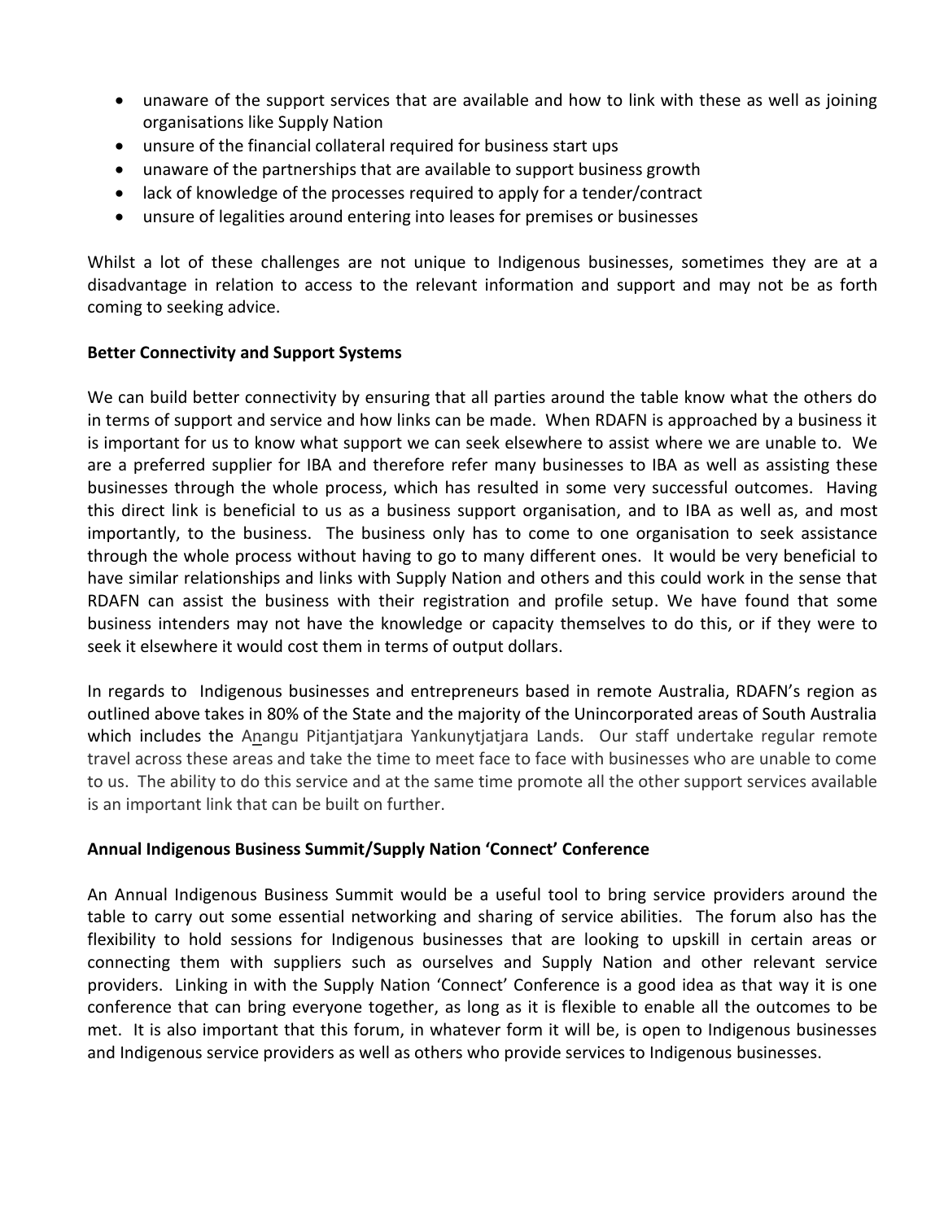- unaware of the support services that are available and how to link with these as well as joining organisations like Supply Nation
- unsure of the financial collateral required for business start ups
- unaware of the partnerships that are available to support business growth
- lack of knowledge of the processes required to apply for a tender/contract
- unsure of legalities around entering into leases for premises or businesses

Whilst a lot of these challenges are not unique to Indigenous businesses, sometimes they are at a disadvantage in relation to access to the relevant information and support and may not be as forth coming to seeking advice.

**Better Connectivity and Support Systems**

We can build better connectivity by ensuring that all parties around the table know what the others do in terms of support and service and how links can be made. When RDAFN is approached by a business it is important for us to know what support we can seek elsewhere to assist where we are unable to. We are a preferred supplier for IBA and therefore refer many businesses to IBA as well as assisting these businesses through the whole process, which has resulted in some very successful outcomes. Having this direct link is beneficial to us as a business support organisation, and to IBA as well as, and most importantly, to the business. The business only has to come to one organisation to seek assistance through the whole process without having to go to many different ones. It would be very beneficial to have similar relationships and links with Supply Nation and others and this could work in the sense that RDAFN can assist the business with their registration and profile setup. We have found that some business intenders may not have the knowledge or capacity themselves to do this, or if they were to seek it elsewhere it would cost them in terms of output dollars.

In regards to Indigenous businesses and entrepreneurs based in remote Australia, RDAFN's region as outlined above takes in 80% of the State and the majority of the Unincorporated areas of South Australia which includes the Anangu Pitjantjatjara Yankunytjatjara Lands. Our staff undertake regular remote travel across these areas and take the time to meet face to face with businesses who are unable to come to us. The ability to do this service and at the same time promote all the other support services available is an important link that can be built on further.

**Annual Indigenous Business Summit/Supply Nation 'Connect' Conference**

An Annual Indigenous Business Summit would be a useful tool to bring service providers around the table to carry out some essential networking and sharing of service abilities. The forum also has the flexibility to hold sessions for Indigenous businesses that are looking to upskill in certain areas or connecting them with suppliers such as ourselves and Supply Nation and other relevant service providers. Linking in with the Supply Nation 'Connect' Conference is a good idea as that way it is one conference that can bring everyone together, as long as it is flexible to enable all the outcomes to be met. It is also important that this forum, in whatever form it will be, is open to Indigenous businesses and Indigenous service providers as well as others who provide services to Indigenous businesses.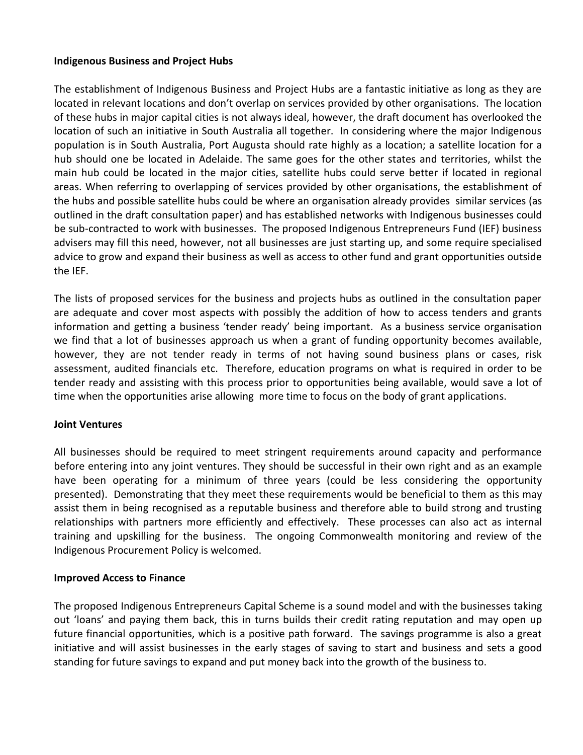**Indigenous Business and Project Hubs**

The establishment of Indigenous Business and Project Hubs are a fantastic initiative as long as they are located in relevant locations and don't overlap on services provided by other organisations. The location of these hubs in major capital cities is not always ideal, however, the draft document has overlooked the location of such an initiative in South Australia all together. In considering where the major Indigenous population is in South Australia, Port Augusta should rate highly as a location; a satellite location for a hub should one be located in Adelaide. The same goes for the other states and territories, whilst the main hub could be located in the major cities, satellite hubs could serve better if located in regional areas. When referring to overlapping of services provided by other organisations, the establishment of the hubs and possible satellite hubs could be where an organisation already provides similar services (as outlined in the draft consultation paper) and has established networks with Indigenous businesses could be sub-contracted to work with businesses. The proposed Indigenous Entrepreneurs Fund (IEF) business advisers may fill this need, however, not all businesses are just starting up, and some require specialised advice to grow and expand their business as well as access to other fund and grant opportunities outside the IEF.

The lists of proposed services for the business and projects hubs as outlined in the consultation paper are adequate and cover most aspects with possibly the addition of how to access tenders and grants information and getting a business 'tender ready' being important. As a business service organisation we find that a lot of businesses approach us when a grant of funding opportunity becomes available, however, they are not tender ready in terms of not having sound business plans or cases, risk assessment, audited financials etc. Therefore, education programs on what is required in order to be tender ready and assisting with this process prior to opportunities being available, would save a lot of time when the opportunities arise allowing more time to focus on the body of grant applications.

**Joint Ventures**

All businesses should be required to meet stringent requirements around capacity and performance before entering into any joint ventures. They should be successful in their own right and as an example have been operating for a minimum of three years (could be less considering the opportunity presented). Demonstrating that they meet these requirements would be beneficial to them as this may assist them in being recognised as a reputable business and therefore able to build strong and trusting relationships with partners more efficiently and effectively. These processes can also act as internal training and upskilling for the business. The ongoing Commonwealth monitoring and review of the Indigenous Procurement Policy is welcomed.

**Improved Access to Finance**

The proposed Indigenous Entrepreneurs Capital Scheme is a sound model and with the businesses taking out 'loans' and paying them back, this in turns builds their credit rating reputation and may open up future financial opportunities, which is a positive path forward. The savings programme is also a great initiative and will assist businesses in the early stages of saving to start and business and sets a good standing for future savings to expand and put money back into the growth of the business to.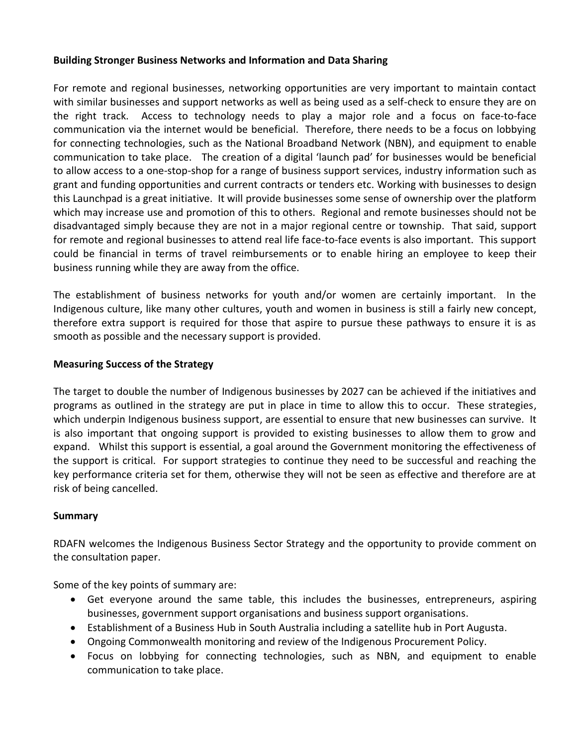**Building Stronger Business Networks and Information and Data Sharing**

For remote and regional businesses, networking opportunities are very important to maintain contact with similar businesses and support networks as well as being used as a self-check to ensure they are on the right track. Access to technology needs to play a major role and a focus on face-to-face communication via the internet would be beneficial. Therefore, there needs to be a focus on lobbying for connecting technologies, such as the National Broadband Network (NBN), and equipment to enable communication to take place. The creation of a digital 'launch pad' for businesses would be beneficial to allow access to a one-stop-shop for a range of business support services, industry information such as grant and funding opportunities and current contracts or tenders etc. Working with businesses to design this Launchpad is a great initiative. It will provide businesses some sense of ownership over the platform which may increase use and promotion of this to others. Regional and remote businesses should not be disadvantaged simply because they are not in a major regional centre or township. That said, support for remote and regional businesses to attend real life face-to-face events is also important. This support could be financial in terms of travel reimbursements or to enable hiring an employee to keep their business running while they are away from the office.

The establishment of business networks for youth and/or women are certainly important. In the Indigenous culture, like many other cultures, youth and women in business is still a fairly new concept, therefore extra support is required for those that aspire to pursue these pathways to ensure it is as smooth as possible and the necessary support is provided.

**Measuring Success of the Strategy**

The target to double the number of Indigenous businesses by 2027 can be achieved if the initiatives and programs as outlined in the strategy are put in place in time to allow this to occur. These strategies, which underpin Indigenous business support, are essential to ensure that new businesses can survive. It is also important that ongoing support is provided to existing businesses to allow them to grow and expand. Whilst this support is essential, a goal around the Government monitoring the effectiveness of the support is critical. For support strategies to continue they need to be successful and reaching the key performance criteria set for them, otherwise they will not be seen as effective and therefore are at risk of being cancelled.

**Summary**

RDAFN welcomes the Indigenous Business Sector Strategy and the opportunity to provide comment on the consultation paper.

Some of the key points of summary are:

- Get everyone around the same table, this includes the businesses, entrepreneurs, aspiring businesses, government support organisations and business support organisations.
- Establishment of a Business Hub in South Australia including a satellite hub in Port Augusta.
- Ongoing Commonwealth monitoring and review of the Indigenous Procurement Policy.
- Focus on lobbying for connecting technologies, such as NBN, and equipment to enable communication to take place.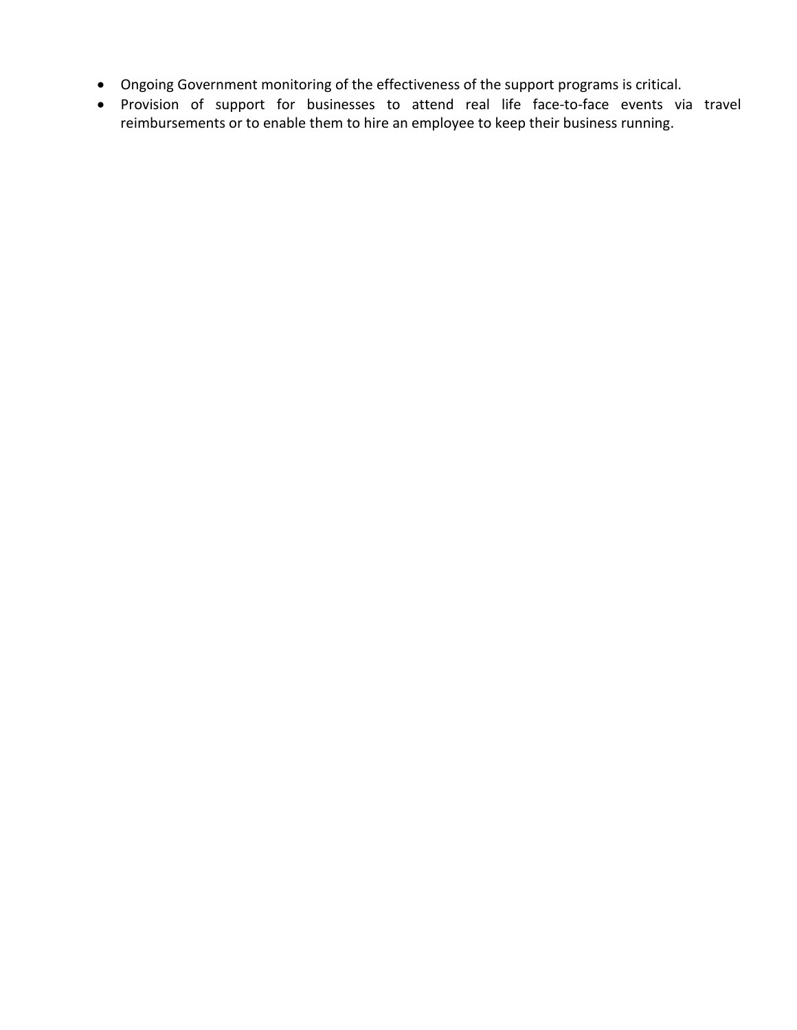- Ongoing Government monitoring of the effectiveness of the support programs is critical.
- Provision of support for businesses to attend real life face-to-face events via travel reimbursements or to enable them to hire an employee to keep their business running.